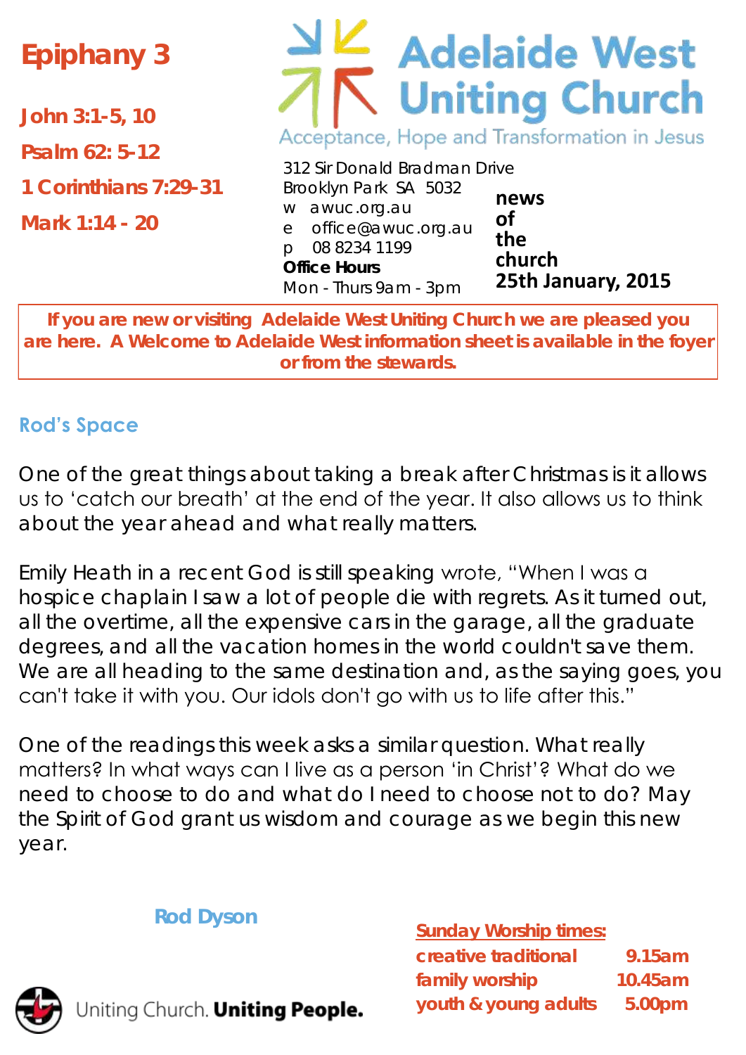# Epiphany 3

**John 3:1-5, 10**

**Psalm 62: 5-12**

**1 Corinthians 7:29-31**

**Mark 1:14 - 20**

# Adelaide West Uniting Church

Acceptance, Hope and Transformation in Jesus

312 Sir Donald Bradman Drive
Brooklyn Park SA 5032
w awuc.org.au
e office@awuc.org.au
p 08 8234 1199
**Office Hours**
Mon - Thurs 9am - 3pm

**news of the church**
**25th January, 2015**

**If you are new or visiting Adelaide West Uniting Church we are pleased you are here. A Welcome to Adelaide West information sheet is available in the foyer or from the stewards.**

## Rod's Space

One of the great things about taking a break after Christmas is it allows us to 'catch our breath' at the end of the year. It also allows us to think about the year ahead and what really matters.

Emily Heath in a recent God is still speaking wrote, "When I was a hospice chaplain I saw a lot of people die with regrets. As it turned out, all the overtime, all the expensive cars in the garage, all the graduate degrees, and all the vacation homes in the world couldn't save them. We are all heading to the same destination and, as the saying goes, you can't take it with you. Our idols don't go with us to life after this."

One of the readings this week asks a similar question. What really matters? In what ways can I live as a person 'in Christ'? What do we need to choose to do and what do I need to choose not to do? May the Spirit of God grant us wisdom and courage as we begin this new year.

**Rod Dyson**

**Sunday Worship times:**

| | |
|---|---|
| **creative traditional** | **9.15am** |
| **family worship** | **10.45am** |
| **youth & young adults** | **5.00pm** |

Uniting Church. **Uniting People.**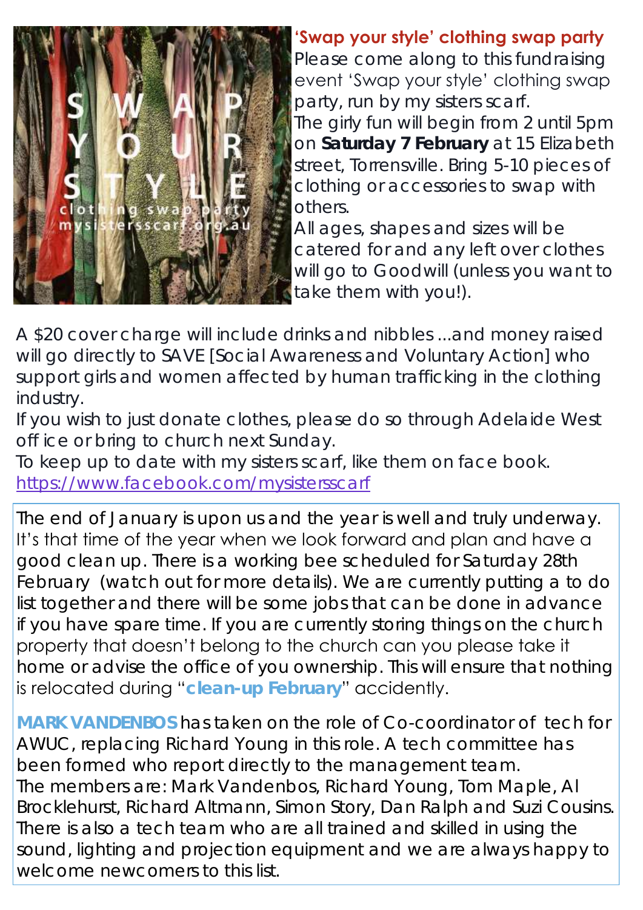## 'Swap your style' clothing swap party

Please come along to this fundraising event 'Swap your style' clothing swap party, run by my sisters scarf.
The girly fun will begin from 2 until 5pm on **Saturday 7 February** at 15 Elizabeth street, Torrensville. Bring 5-10 pieces of clothing or accessories to swap with others.
All ages, shapes and sizes will be catered for and any left over clothes will go to Goodwill (unless you want to take them with you!).

A $20 cover charge will include drinks and nibbles ...and money raised will go directly to SAVE [Social Awareness and Voluntary Action] who support girls and women affected by human trafficking in the clothing industry.
If you wish to just donate clothes, please do so through Adelaide West office or bring to church next Sunday.
To keep up to date with my sisters scarf, like them on face book.
https://www.facebook.com/mysistersscarf

The end of January is upon us and the year is well and truly underway. It's that time of the year when we look forward and plan and have a good clean up. There is a working bee scheduled for Saturday 28th February (watch out for more details). We are currently putting a to do list together and there will be some jobs that can be done in advance if you have spare time. If you are currently storing things on the church property that doesn't belong to the church can you please take it home or advise the office of you ownership. This will ensure that nothing is relocated during "**clean-up February**" accidently.

**MARK VANDENBOS** has taken on the role of Co-coordinator of tech for AWUC, replacing Richard Young in this role. A tech committee has been formed who report directly to the management team.
The members are: Mark Vandenbos, Richard Young, Tom Maple, Al Brocklehurst, Richard Altmann, Simon Story, Dan Ralph and Suzi Cousins. There is also a tech team who are all trained and skilled in using the sound, lighting and projection equipment and we are always happy to welcome newcomers to this list.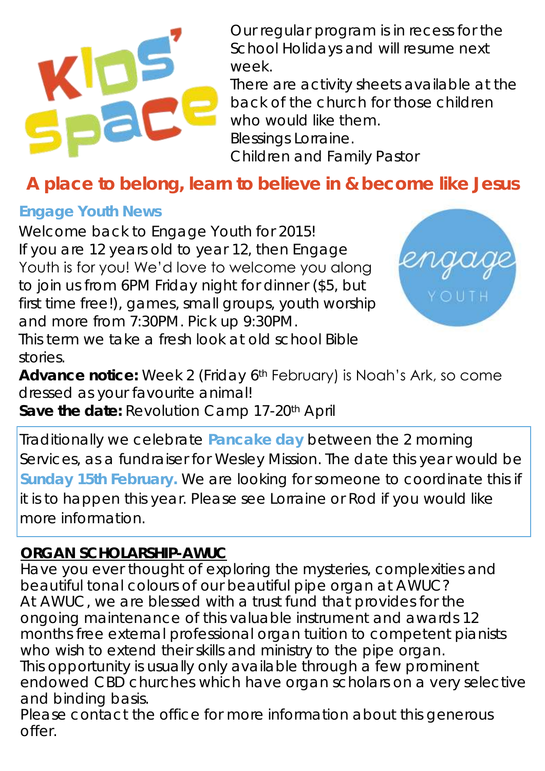Our regular program is in recess for the School Holidays and will resume next week.

There are activity sheets available at the back of the church for those children who would like them.

Blessings Lorraine.

Children and Family Pastor

## A place to belong, learn to believe in & become like Jesus

### Engage Youth News

Welcome back to Engage Youth for 2015!

If you are 12 years old to year 12, then Engage Youth is for you! We'd love to welcome you along to join us from 6PM Friday night for dinner ($5, but first time free!), games, small groups, youth worship and more from 7:30PM. Pick up 9:30PM.

This term we take a fresh look at old school Bible stories.

**Advance notice:** Week 2 (Friday 6th February) is Noah's Ark, so come dressed as your favourite animal!

**Save the date:** Revolution Camp 17-20th April

Traditionally we celebrate **Pancake day** between the 2 morning Services, as a fundraiser for Wesley Mission. The date this year would be **Sunday 15th February.** We are looking for someone to coordinate this if it is to happen this year. Please see Lorraine or Rod if you would like more information.

**ORGAN SCHOLARSHIP-AWUC**

Have you ever thought of exploring the mysteries, complexities and beautiful tonal colours of our beautiful pipe organ at AWUC?

At AWUC, we are blessed with a trust fund that provides for the ongoing maintenance of this valuable instrument and awards 12 months free external professional organ tuition to competent pianists who wish to extend their skills and ministry to the pipe organ.

This opportunity is usually only available through a few prominent endowed CBD churches which have organ scholars on a very selective and binding basis.

Please contact the office for more information about this generous offer.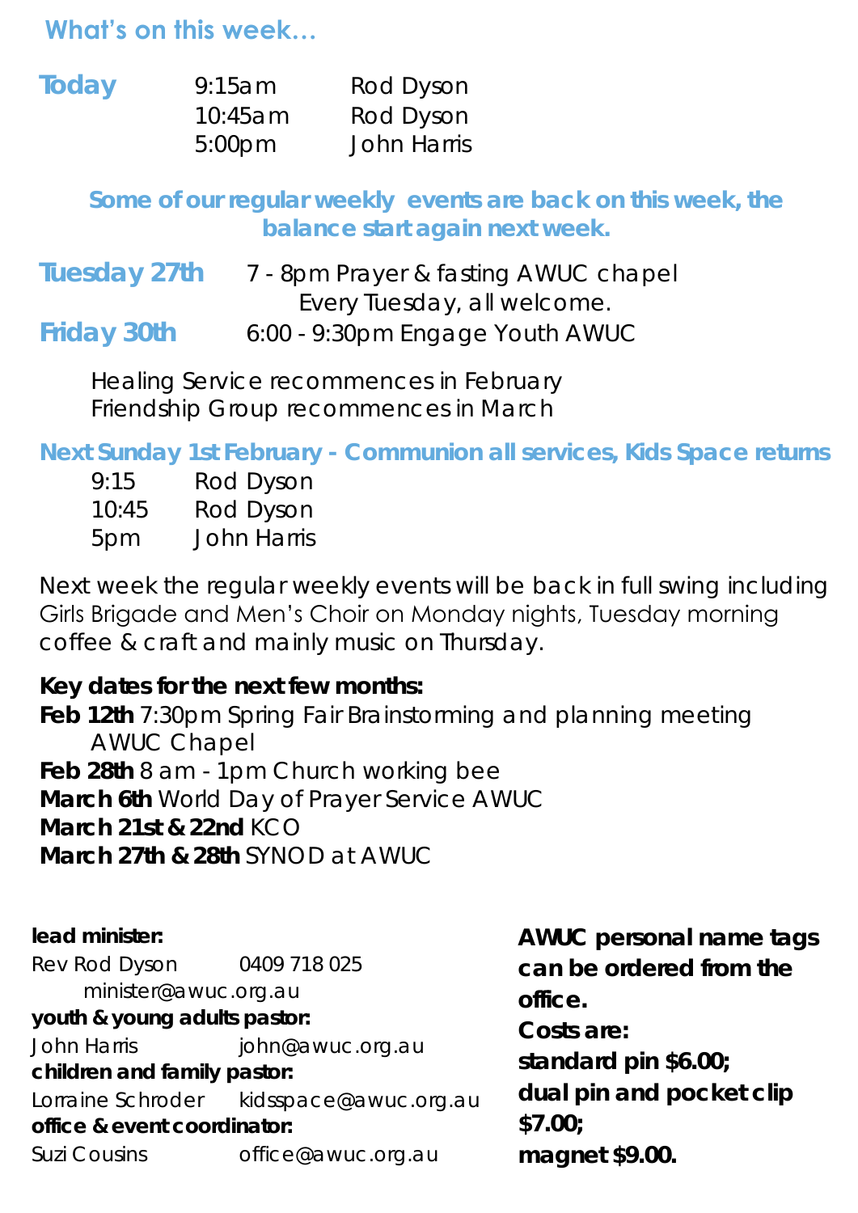## What's on this week…

| | | |
|---|---|---|
| **Today** | 9:15am | Rod Dyson |
| | 10:45am | Rod Dyson |
| | 5:00pm | John Harris |

**Some of our regular weekly events are back on this week, the balance start again next week.**

**Tuesday 27th** 7 - 8pm Prayer & fasting AWUC chapel
Every Tuesday, all welcome.

**Friday 30th** 6:00 - 9:30pm Engage Youth AWUC

Healing Service recommences in February
Friendship Group recommences in March

**Next Sunday 1st February - Communion all services, Kids Space returns**

| | |
|---|---|
| 9:15 | Rod Dyson |
| 10:45 | Rod Dyson |
| 5pm | John Harris |

Next week the regular weekly events will be back in full swing including Girls Brigade and Men's Choir on Monday nights, Tuesday morning coffee & craft and mainly music on Thursday.

**Key dates for the next few months:**

**Feb 12th** 7:30pm Spring Fair Brainstorming and planning meeting AWUC Chapel
**Feb 28th** 8 am - 1pm Church working bee
**March 6th** World Day of Prayer Service AWUC
**March 21st & 22nd** KCO
**March 27th & 28th** SYNOD at AWUC

**lead minister:**
Rev Rod Dyson 0409 718 025
minister@awuc.org.au

**youth & young adults pastor:**
John Harris john@awuc.org.au

**children and family pastor:**
Lorraine Schroder kidsspace@awuc.org.au

**office & event coordinator:**
Suzi Cousins office@awuc.org.au

**AWUC personal name tags can be ordered from the office.**
**Costs are:**
**standard pin $6.00;**
**dual pin and pocket clip $7.00;**
**magnet $9.00.**